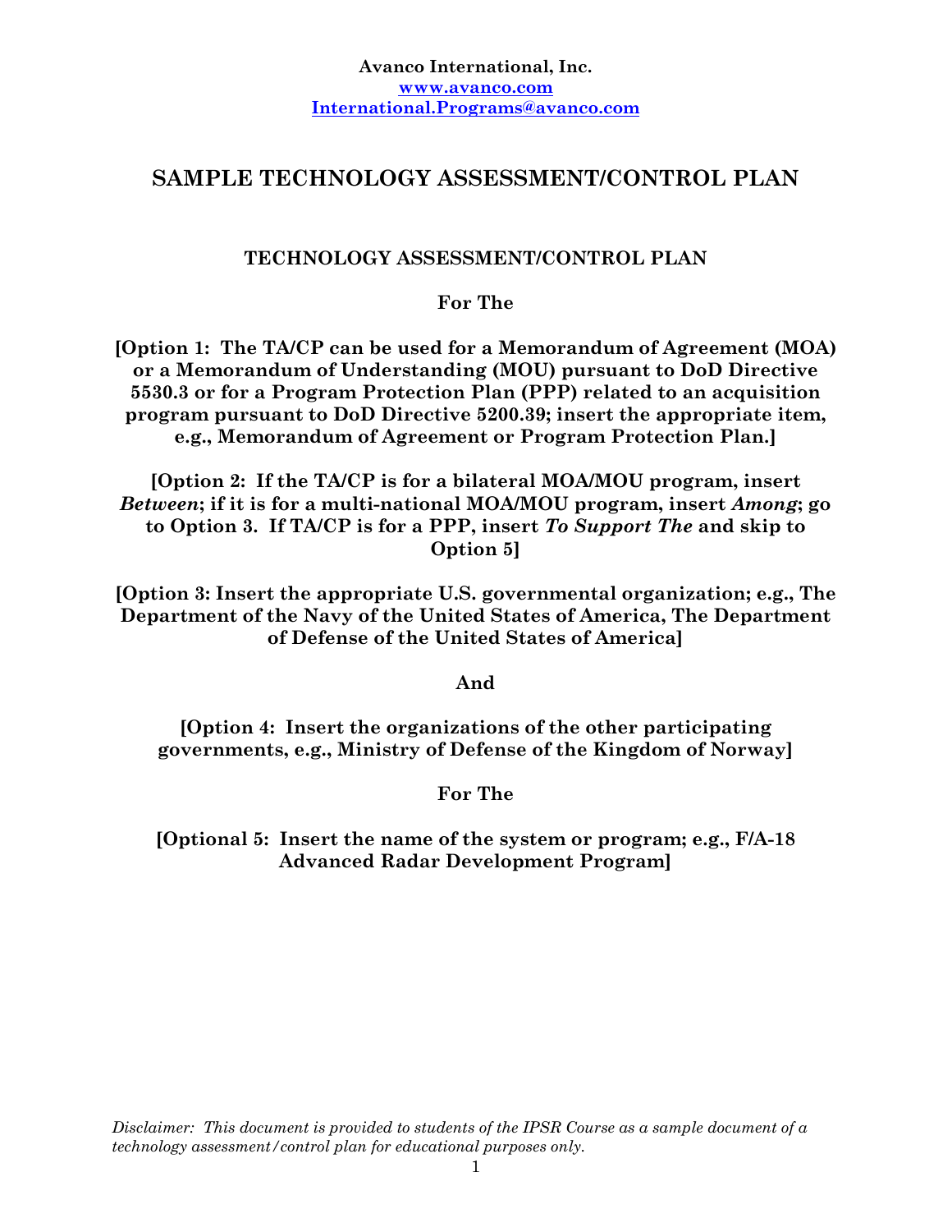**Avanco International, Inc.**
**www.avanco.com**
**International.Programs@avanco.com**

# SAMPLE TECHNOLOGY ASSESSMENT/CONTROL PLAN

**TECHNOLOGY ASSESSMENT/CONTROL PLAN**

**For The**

**[Option 1: The TA/CP can be used for a Memorandum of Agreement (MOA) or a Memorandum of Understanding (MOU) pursuant to DoD Directive 5530.3 or for a Program Protection Plan (PPP) related to an acquisition program pursuant to DoD Directive 5200.39; insert the appropriate item, e.g., Memorandum of Agreement or Program Protection Plan.]**

**[Option 2: If the TA/CP is for a bilateral MOA/MOU program, insert *Between*; if it is for a multi-national MOA/MOU program, insert *Among*; go to Option 3. If TA/CP is for a PPP, insert *To Support The* and skip to Option 5]**

**[Option 3: Insert the appropriate U.S. governmental organization; e.g., The Department of the Navy of the United States of America, The Department of Defense of the United States of America]**

**And**

**[Option 4: Insert the organizations of the other participating governments, e.g., Ministry of Defense of the Kingdom of Norway]**

**For The**

**[Optional 5: Insert the name of the system or program; e.g., F/A-18 Advanced Radar Development Program]**

*Disclaimer: This document is provided to students of the IPSR Course as a sample document of a technology assessment/control plan for educational purposes only.*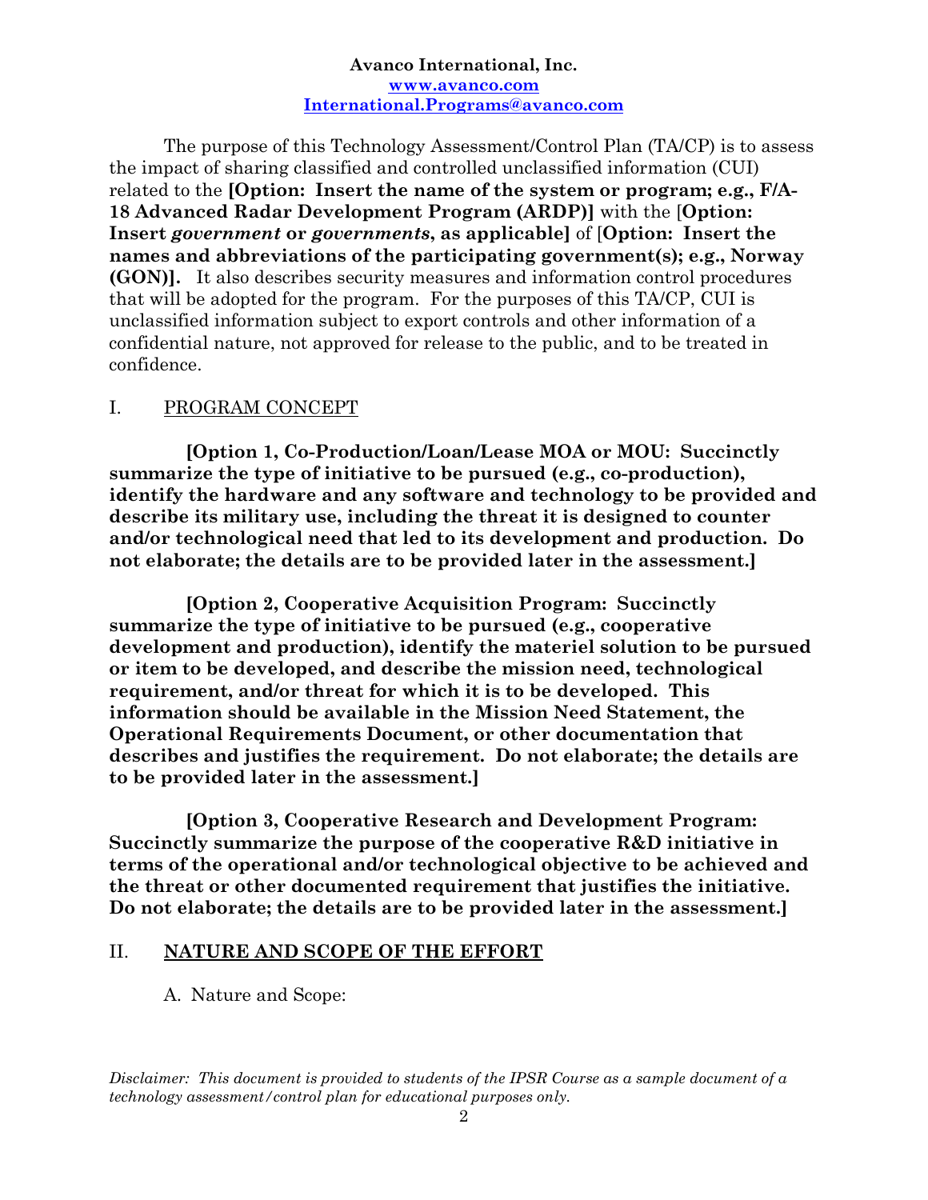**Avanco International, Inc.**
**www.avanco.com**
**International.Programs@avanco.com**

The purpose of this Technology Assessment/Control Plan (TA/CP) is to assess the impact of sharing classified and controlled unclassified information (CUI) related to the **[Option: Insert the name of the system or program; e.g., F/A-18 Advanced Radar Development Program (ARDP)]** with the [**Option: Insert *government* or *governments*, as applicable]** of [**Option: Insert the names and abbreviations of the participating government(s); e.g., Norway (GON)].** It also describes security measures and information control procedures that will be adopted for the program. For the purposes of this TA/CP, CUI is unclassified information subject to export controls and other information of a confidential nature, not approved for release to the public, and to be treated in confidence.

## I. PROGRAM CONCEPT

**[Option 1, Co-Production/Loan/Lease MOA or MOU: Succinctly summarize the type of initiative to be pursued (e.g., co-production), identify the hardware and any software and technology to be provided and describe its military use, including the threat it is designed to counter and/or technological need that led to its development and production. Do not elaborate; the details are to be provided later in the assessment.]**

**[Option 2, Cooperative Acquisition Program: Succinctly summarize the type of initiative to be pursued (e.g., cooperative development and production), identify the materiel solution to be pursued or item to be developed, and describe the mission need, technological requirement, and/or threat for which it is to be developed. This information should be available in the Mission Need Statement, the Operational Requirements Document, or other documentation that describes and justifies the requirement. Do not elaborate; the details are to be provided later in the assessment.]**

**[Option 3, Cooperative Research and Development Program: Succinctly summarize the purpose of the cooperative R&D initiative in terms of the operational and/or technological objective to be achieved and the threat or other documented requirement that justifies the initiative. Do not elaborate; the details are to be provided later in the assessment.]**

## II. NATURE AND SCOPE OF THE EFFORT

A. Nature and Scope:

*Disclaimer: This document is provided to students of the IPSR Course as a sample document of a technology assessment/control plan for educational purposes only.*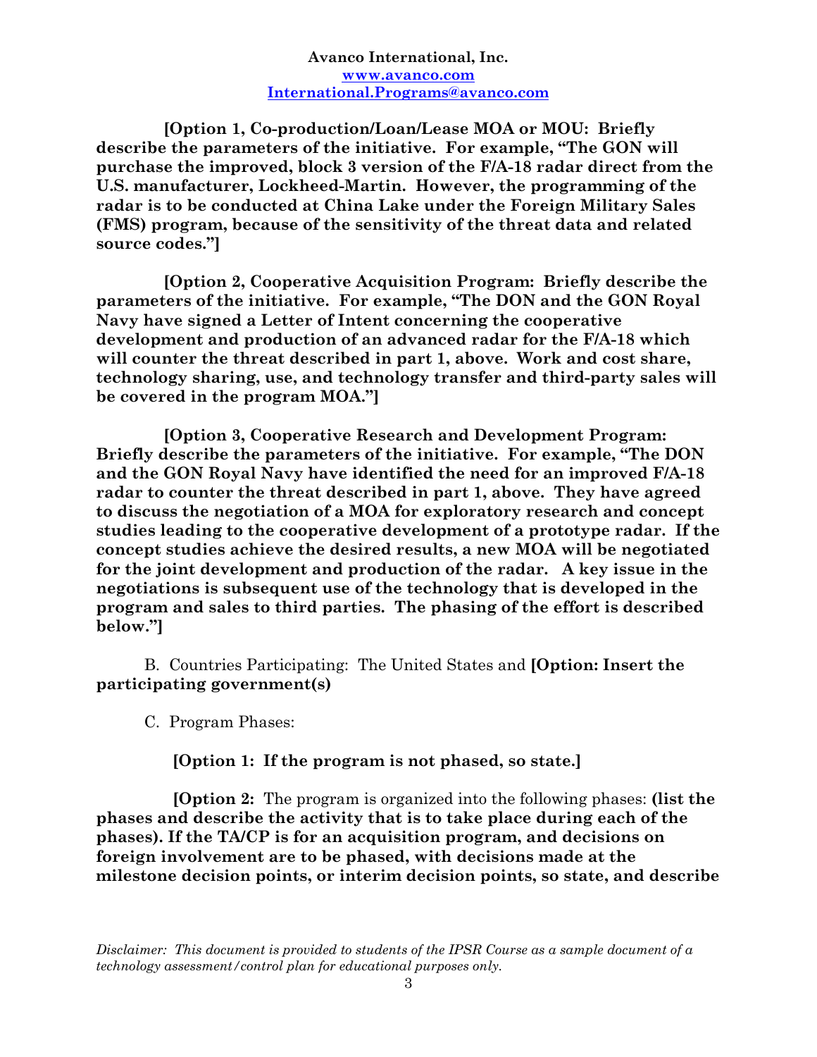**[Option 1, Co-production/Loan/Lease MOA or MOU: Briefly describe the parameters of the initiative. For example, "The GON will purchase the improved, block 3 version of the F/A-18 radar direct from the U.S. manufacturer, Lockheed-Martin. However, the programming of the radar is to be conducted at China Lake under the Foreign Military Sales (FMS) program, because of the sensitivity of the threat data and related source codes."]**

**[Option 2, Cooperative Acquisition Program: Briefly describe the parameters of the initiative. For example, "The DON and the GON Royal Navy have signed a Letter of Intent concerning the cooperative development and production of an advanced radar for the F/A-18 which will counter the threat described in part 1, above. Work and cost share, technology sharing, use, and technology transfer and third-party sales will be covered in the program MOA."]**

**[Option 3, Cooperative Research and Development Program: Briefly describe the parameters of the initiative. For example, "The DON and the GON Royal Navy have identified the need for an improved F/A-18 radar to counter the threat described in part 1, above. They have agreed to discuss the negotiation of a MOA for exploratory research and concept studies leading to the cooperative development of a prototype radar. If the concept studies achieve the desired results, a new MOA will be negotiated for the joint development and production of the radar. A key issue in the negotiations is subsequent use of the technology that is developed in the program and sales to third parties. The phasing of the effort is described below."]**

B. Countries Participating: The United States and **[Option: Insert the participating government(s)**

C. Program Phases:

**[Option 1: If the program is not phased, so state.]**

**[Option 2:** The program is organized into the following phases: **(list the phases and describe the activity that is to take place during each of the phases). If the TA/CP is for an acquisition program, and decisions on foreign involvement are to be phased, with decisions made at the milestone decision points, or interim decision points, so state, and describe**

*Disclaimer: This document is provided to students of the IPSR Course as a sample document of a technology assessment/control plan for educational purposes only.*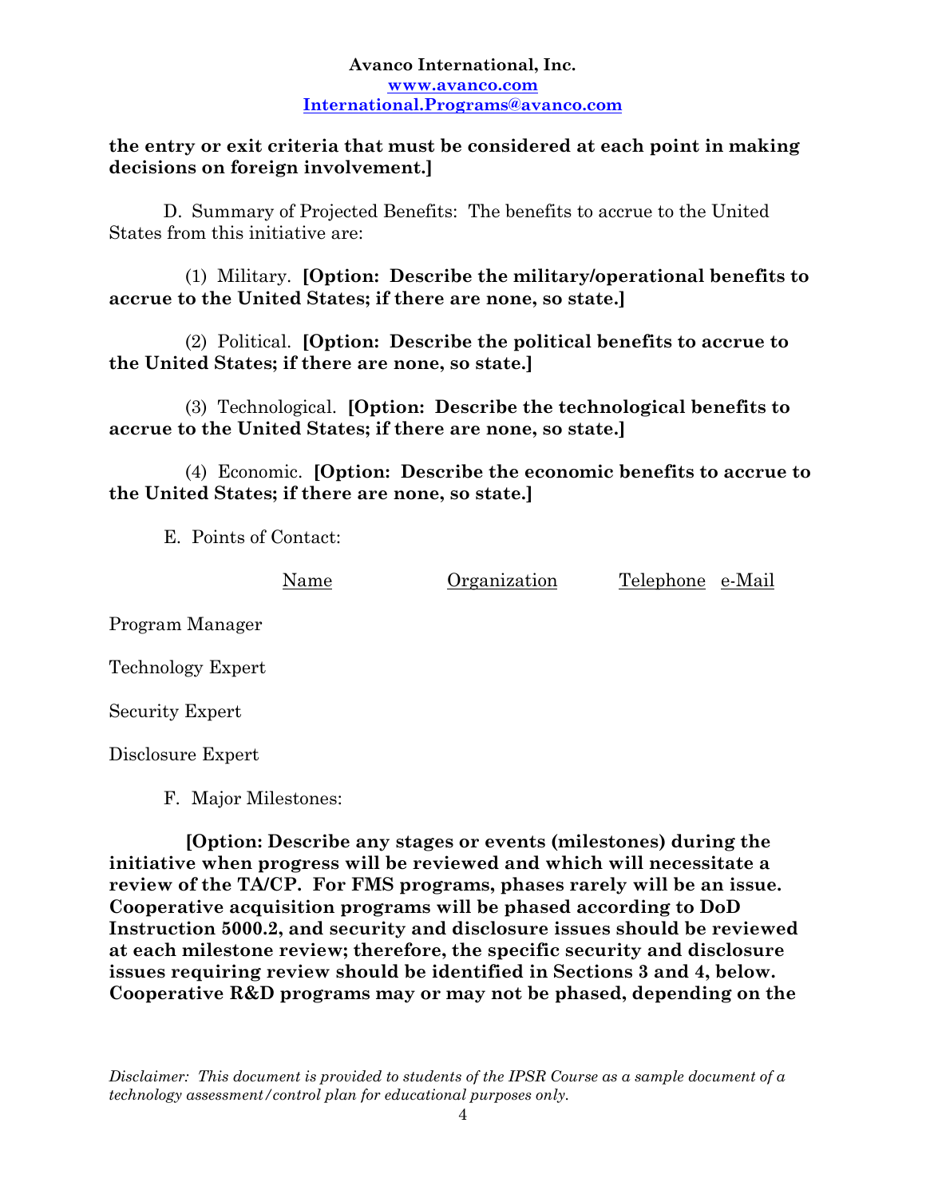**the entry or exit criteria that must be considered at each point in making decisions on foreign involvement.]**

D. Summary of Projected Benefits: The benefits to accrue to the United States from this initiative are:

(1) Military. **[Option: Describe the military/operational benefits to accrue to the United States; if there are none, so state.]**

(2) Political. **[Option: Describe the political benefits to accrue to the United States; if there are none, so state.]**

(3) Technological. **[Option: Describe the technological benefits to accrue to the United States; if there are none, so state.]**

(4) Economic. **[Option: Describe the economic benefits to accrue to the United States; if there are none, so state.]**

E. Points of Contact:

| | Name | Organization | Telephone | e-Mail |
|---|---|---|---|---|
| Program Manager | | | | |
| Technology Expert | | | | |
| Security Expert | | | | |
| Disclosure Expert | | | | |

F. Major Milestones:

**[Option: Describe any stages or events (milestones) during the initiative when progress will be reviewed and which will necessitate a review of the TA/CP. For FMS programs, phases rarely will be an issue. Cooperative acquisition programs will be phased according to DoD Instruction 5000.2, and security and disclosure issues should be reviewed at each milestone review; therefore, the specific security and disclosure issues requiring review should be identified in Sections 3 and 4, below. Cooperative R&D programs may or may not be phased, depending on the**

*Disclaimer: This document is provided to students of the IPSR Course as a sample document of a technology assessment/control plan for educational purposes only.*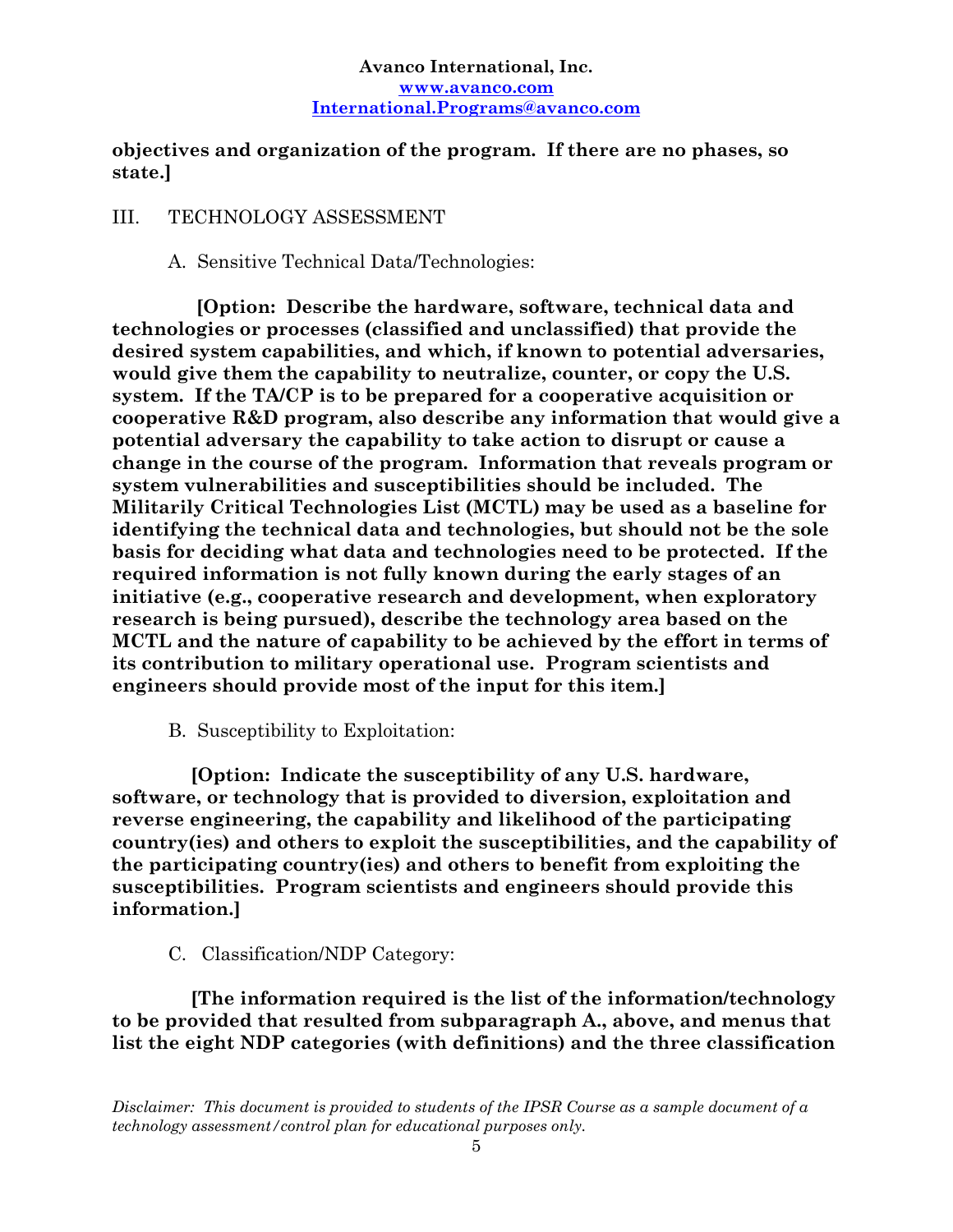**objectives and organization of the program. If there are no phases, so state.]**

III. TECHNOLOGY ASSESSMENT

A. Sensitive Technical Data/Technologies:

**[Option: Describe the hardware, software, technical data and technologies or processes (classified and unclassified) that provide the desired system capabilities, and which, if known to potential adversaries, would give them the capability to neutralize, counter, or copy the U.S. system. If the TA/CP is to be prepared for a cooperative acquisition or cooperative R&D program, also describe any information that would give a potential adversary the capability to take action to disrupt or cause a change in the course of the program. Information that reveals program or system vulnerabilities and susceptibilities should be included. The Militarily Critical Technologies List (MCTL) may be used as a baseline for identifying the technical data and technologies, but should not be the sole basis for deciding what data and technologies need to be protected. If the required information is not fully known during the early stages of an initiative (e.g., cooperative research and development, when exploratory research is being pursued), describe the technology area based on the MCTL and the nature of capability to be achieved by the effort in terms of its contribution to military operational use. Program scientists and engineers should provide most of the input for this item.]**

B. Susceptibility to Exploitation:

**[Option: Indicate the susceptibility of any U.S. hardware, software, or technology that is provided to diversion, exploitation and reverse engineering, the capability and likelihood of the participating country(ies) and others to exploit the susceptibilities, and the capability of the participating country(ies) and others to benefit from exploiting the susceptibilities. Program scientists and engineers should provide this information.]**

C. Classification/NDP Category:

**[The information required is the list of the information/technology to be provided that resulted from subparagraph A., above, and menus that list the eight NDP categories (with definitions) and the three classification**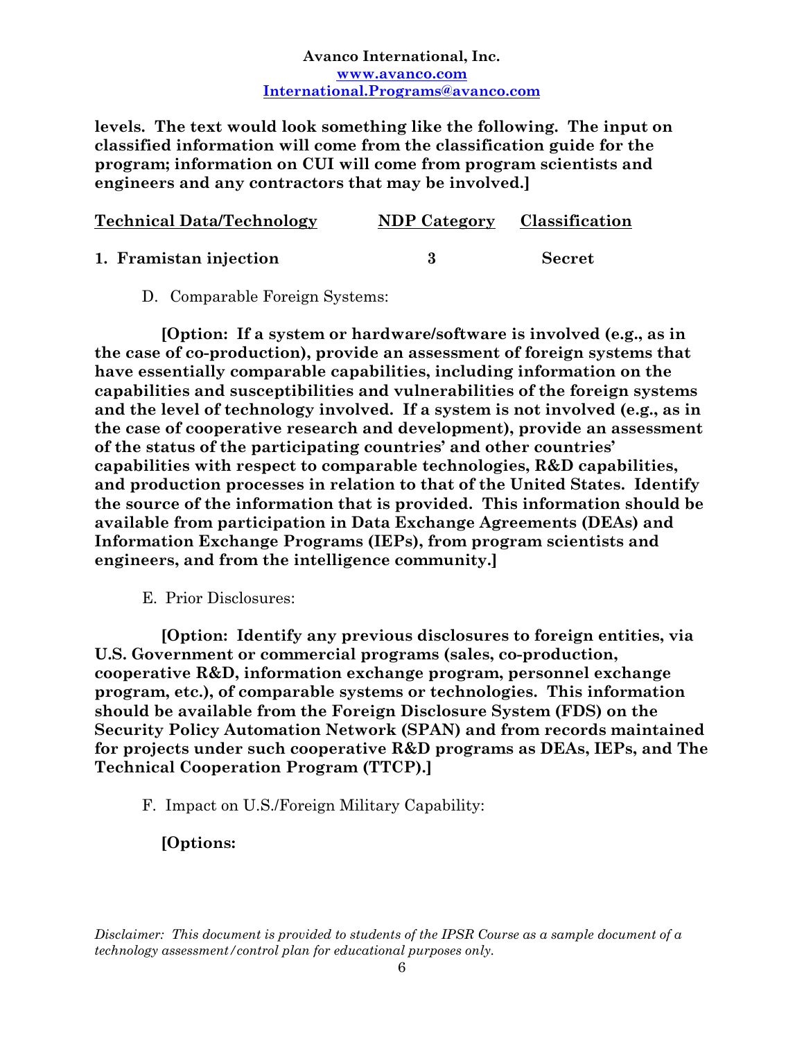**levels. The text would look something like the following. The input on classified information will come from the classification guide for the program; information on CUI will come from program scientists and engineers and any contractors that may be involved.]**

| Technical Data/Technology | NDP Category | Classification |
|---|---|---|
| 1. Framistan injection | 3 | Secret |

D. Comparable Foreign Systems:

**[Option: If a system or hardware/software is involved (e.g., as in the case of co-production), provide an assessment of foreign systems that have essentially comparable capabilities, including information on the capabilities and susceptibilities and vulnerabilities of the foreign systems and the level of technology involved. If a system is not involved (e.g., as in the case of cooperative research and development), provide an assessment of the status of the participating countries' and other countries' capabilities with respect to comparable technologies, R&D capabilities, and production processes in relation to that of the United States. Identify the source of the information that is provided. This information should be available from participation in Data Exchange Agreements (DEAs) and Information Exchange Programs (IEPs), from program scientists and engineers, and from the intelligence community.]**

E. Prior Disclosures:

**[Option: Identify any previous disclosures to foreign entities, via U.S. Government or commercial programs (sales, co-production, cooperative R&D, information exchange program, personnel exchange program, etc.), of comparable systems or technologies. This information should be available from the Foreign Disclosure System (FDS) on the Security Policy Automation Network (SPAN) and from records maintained for projects under such cooperative R&D programs as DEAs, IEPs, and The Technical Cooperation Program (TTCP).]**

F. Impact on U.S./Foreign Military Capability:

**[Options:**

*Disclaimer: This document is provided to students of the IPSR Course as a sample document of a technology assessment/control plan for educational purposes only.*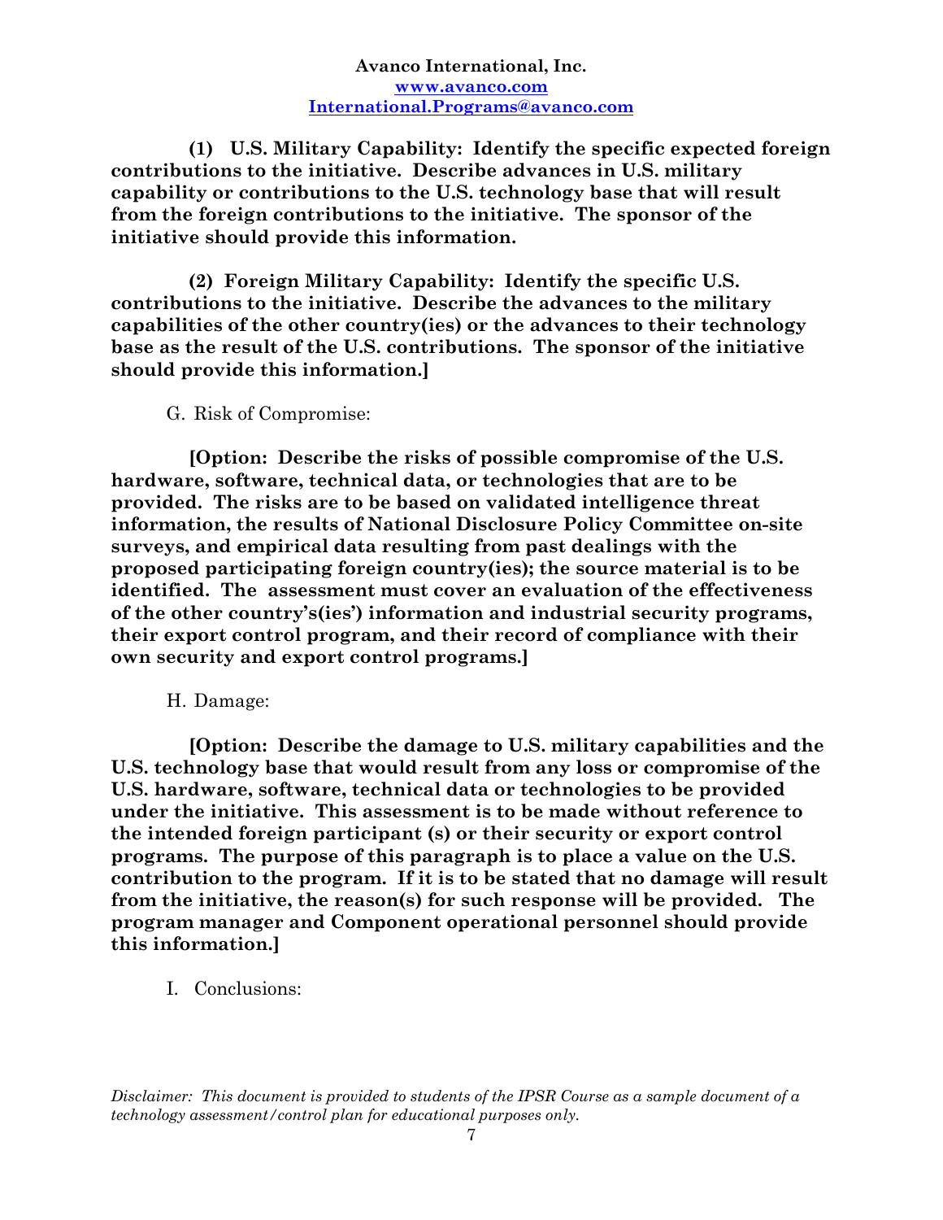**(1) U.S. Military Capability: Identify the specific expected foreign contributions to the initiative. Describe advances in U.S. military capability or contributions to the U.S. technology base that will result from the foreign contributions to the initiative. The sponsor of the initiative should provide this information.**

**(2) Foreign Military Capability: Identify the specific U.S. contributions to the initiative. Describe the advances to the military capabilities of the other country(ies) or the advances to their technology base as the result of the U.S. contributions. The sponsor of the initiative should provide this information.]**

G. Risk of Compromise:

**[Option: Describe the risks of possible compromise of the U.S. hardware, software, technical data, or technologies that are to be provided. The risks are to be based on validated intelligence threat information, the results of National Disclosure Policy Committee on-site surveys, and empirical data resulting from past dealings with the proposed participating foreign country(ies); the source material is to be identified. The assessment must cover an evaluation of the effectiveness of the other country's(ies') information and industrial security programs, their export control program, and their record of compliance with their own security and export control programs.]**

H. Damage:

**[Option: Describe the damage to U.S. military capabilities and the U.S. technology base that would result from any loss or compromise of the U.S. hardware, software, technical data or technologies to be provided under the initiative. This assessment is to be made without reference to the intended foreign participant (s) or their security or export control programs. The purpose of this paragraph is to place a value on the U.S. contribution to the program. If it is to be stated that no damage will result from the initiative, the reason(s) for such response will be provided. The program manager and Component operational personnel should provide this information.]**

I. Conclusions:

*Disclaimer: This document is provided to students of the IPSR Course as a sample document of a technology assessment/control plan for educational purposes only.*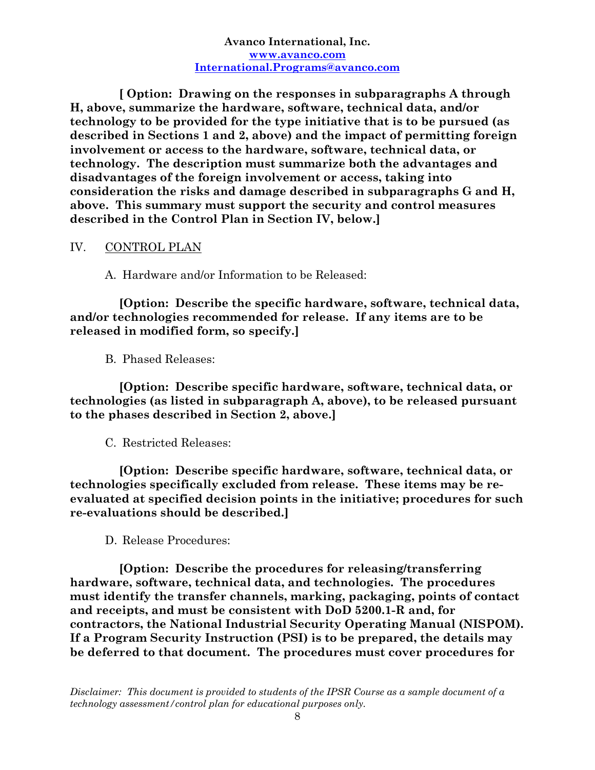**[ Option: Drawing on the responses in subparagraphs A through H, above, summarize the hardware, software, technical data, and/or technology to be provided for the type initiative that is to be pursued (as described in Sections 1 and 2, above) and the impact of permitting foreign involvement or access to the hardware, software, technical data, or technology. The description must summarize both the advantages and disadvantages of the foreign involvement or access, taking into consideration the risks and damage described in subparagraphs G and H, above. This summary must support the security and control measures described in the Control Plan in Section IV, below.]**

IV. CONTROL PLAN

A. Hardware and/or Information to be Released:

**[Option: Describe the specific hardware, software, technical data, and/or technologies recommended for release. If any items are to be released in modified form, so specify.]**

B. Phased Releases:

**[Option: Describe specific hardware, software, technical data, or technologies (as listed in subparagraph A, above), to be released pursuant to the phases described in Section 2, above.]**

C. Restricted Releases:

**[Option: Describe specific hardware, software, technical data, or technologies specifically excluded from release. These items may be re-evaluated at specified decision points in the initiative; procedures for such re-evaluations should be described.]**

D. Release Procedures:

**[Option: Describe the procedures for releasing/transferring hardware, software, technical data, and technologies. The procedures must identify the transfer channels, marking, packaging, points of contact and receipts, and must be consistent with DoD 5200.1-R and, for contractors, the National Industrial Security Operating Manual (NISPOM). If a Program Security Instruction (PSI) is to be prepared, the details may be deferred to that document. The procedures must cover procedures for**

*Disclaimer: This document is provided to students of the IPSR Course as a sample document of a technology assessment/control plan for educational purposes only.*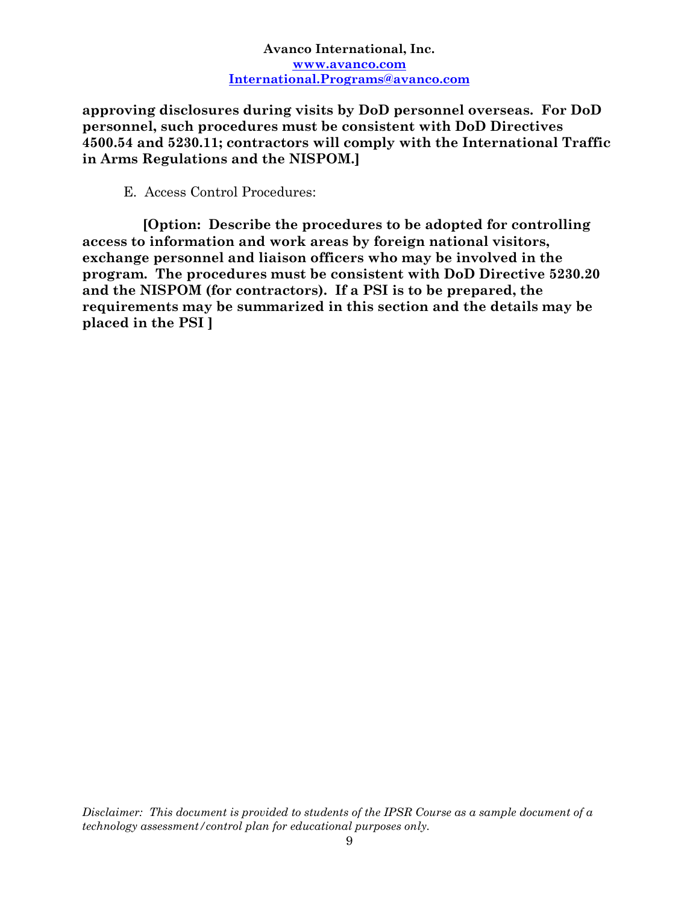**approving disclosures during visits by DoD personnel overseas. For DoD personnel, such procedures must be consistent with DoD Directives 4500.54 and 5230.11; contractors will comply with the International Traffic in Arms Regulations and the NISPOM.]**

E. Access Control Procedures:

**[Option: Describe the procedures to be adopted for controlling access to information and work areas by foreign national visitors, exchange personnel and liaison officers who may be involved in the program. The procedures must be consistent with DoD Directive 5230.20 and the NISPOM (for contractors). If a PSI is to be prepared, the requirements may be summarized in this section and the details may be placed in the PSI ]**